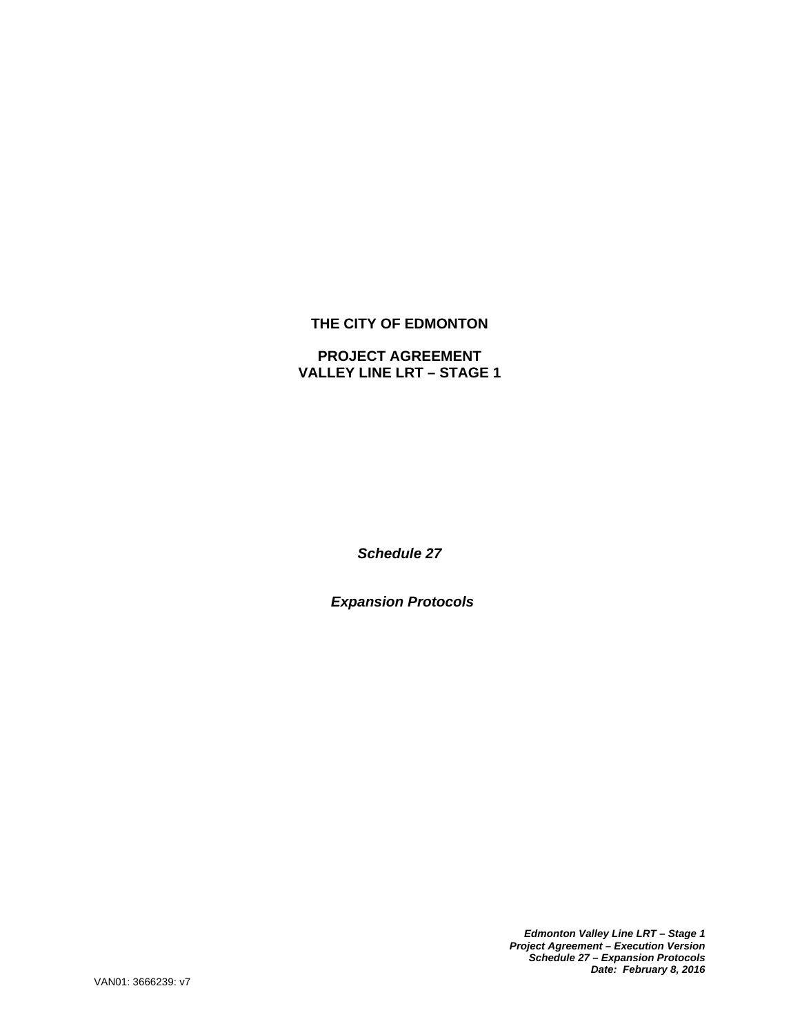**THE CITY OF EDMONTON**

**PROJECT AGREEMENT**
**VALLEY LINE LRT – STAGE 1**

***Schedule 27***

***Expansion Protocols***

***Edmonton Valley Line LRT – Stage 1***
***Project Agreement – Execution Version***
***Schedule 27 – Expansion Protocols***
***Date: February 8, 2016***

VAN01: 3666239: v7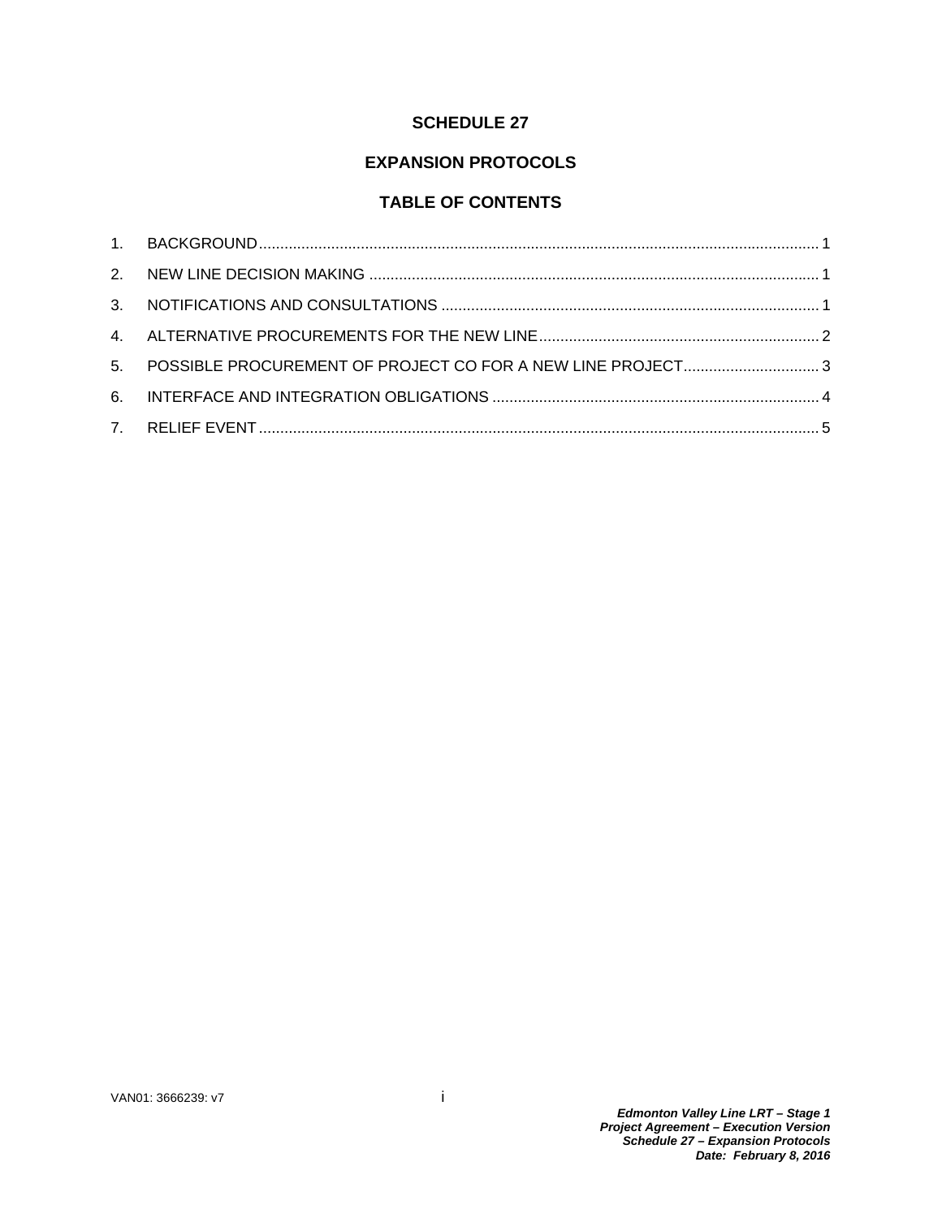# SCHEDULE 27

## EXPANSION PROTOCOLS

### TABLE OF CONTENTS

1. BACKGROUND .......... 1
2. NEW LINE DECISION MAKING .......... 1
3. NOTIFICATIONS AND CONSULTATIONS .......... 1
4. ALTERNATIVE PROCUREMENTS FOR THE NEW LINE .......... 2
5. POSSIBLE PROCUREMENT OF PROJECT CO FOR A NEW LINE PROJECT .......... 3
6. INTERFACE AND INTEGRATION OBLIGATIONS .......... 4
7. RELIEF EVENT .......... 5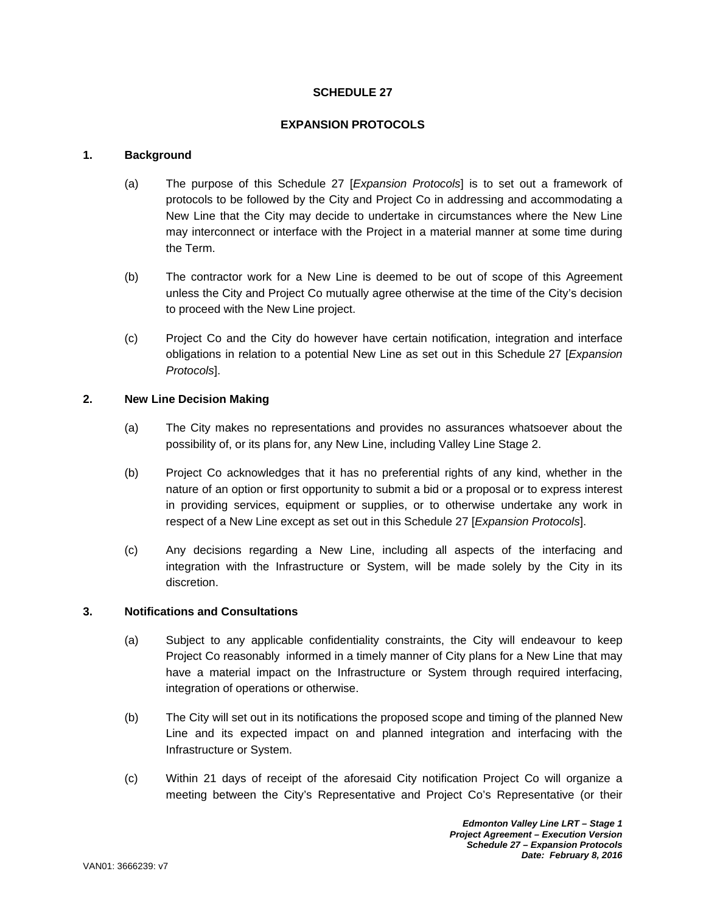# SCHEDULE 27

## EXPANSION PROTOCOLS

### 1. Background

(a) The purpose of this Schedule 27 [*Expansion Protocols*] is to set out a framework of protocols to be followed by the City and Project Co in addressing and accommodating a New Line that the City may decide to undertake in circumstances where the New Line may interconnect or interface with the Project in a material manner at some time during the Term.

(b) The contractor work for a New Line is deemed to be out of scope of this Agreement unless the City and Project Co mutually agree otherwise at the time of the City's decision to proceed with the New Line project.

(c) Project Co and the City do however have certain notification, integration and interface obligations in relation to a potential New Line as set out in this Schedule 27 [*Expansion Protocols*].

### 2. New Line Decision Making

(a) The City makes no representations and provides no assurances whatsoever about the possibility of, or its plans for, any New Line, including Valley Line Stage 2.

(b) Project Co acknowledges that it has no preferential rights of any kind, whether in the nature of an option or first opportunity to submit a bid or a proposal or to express interest in providing services, equipment or supplies, or to otherwise undertake any work in respect of a New Line except as set out in this Schedule 27 [*Expansion Protocols*].

(c) Any decisions regarding a New Line, including all aspects of the interfacing and integration with the Infrastructure or System, will be made solely by the City in its discretion.

### 3. Notifications and Consultations

(a) Subject to any applicable confidentiality constraints, the City will endeavour to keep Project Co reasonably informed in a timely manner of City plans for a New Line that may have a material impact on the Infrastructure or System through required interfacing, integration of operations or otherwise.

(b) The City will set out in its notifications the proposed scope and timing of the planned New Line and its expected impact on and planned integration and interfacing with the Infrastructure or System.

(c) Within 21 days of receipt of the aforesaid City notification Project Co will organize a meeting between the City's Representative and Project Co's Representative (or their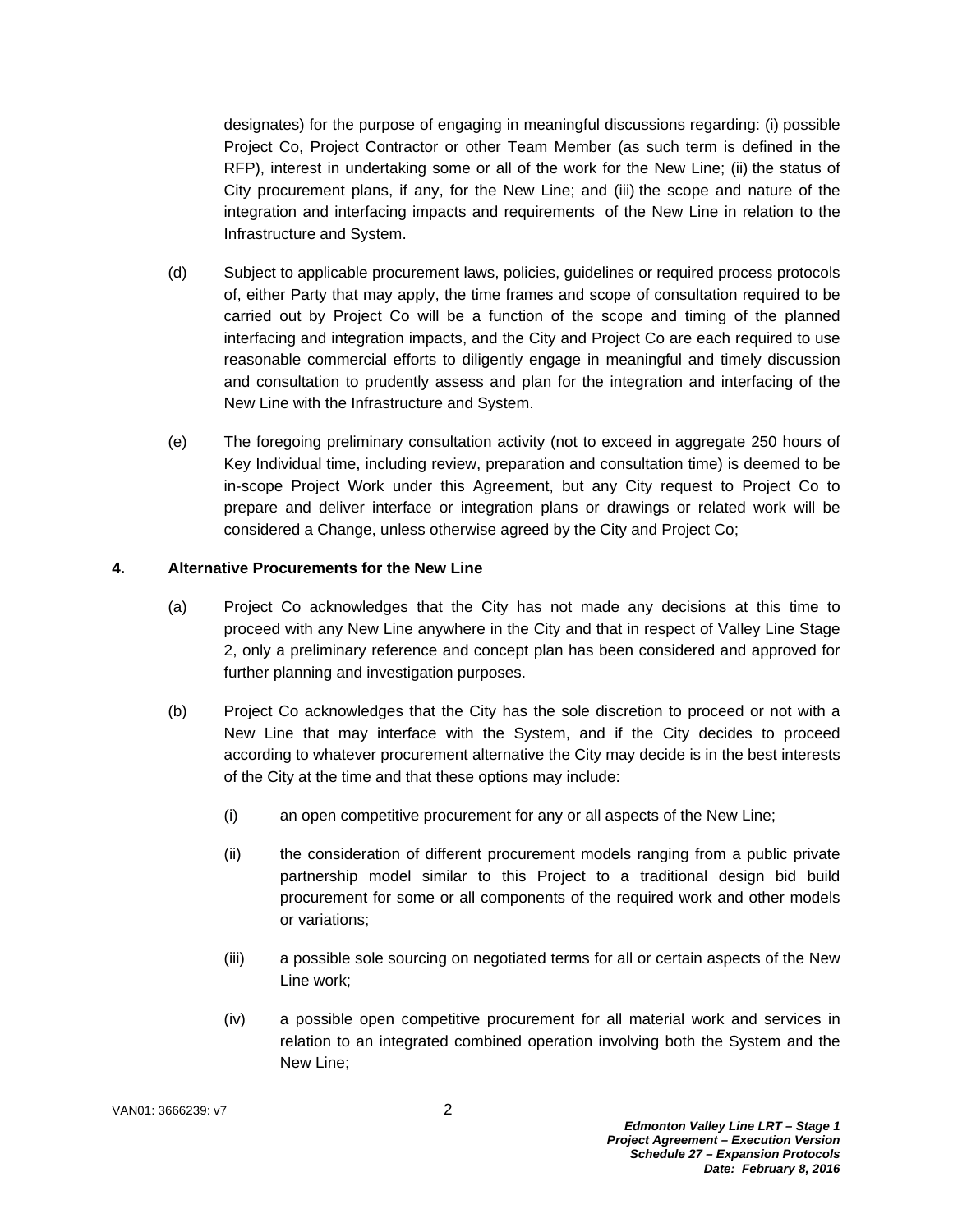designates) for the purpose of engaging in meaningful discussions regarding: (i) possible Project Co, Project Contractor or other Team Member (as such term is defined in the RFP), interest in undertaking some or all of the work for the New Line; (ii) the status of City procurement plans, if any, for the New Line; and (iii) the scope and nature of the integration and interfacing impacts and requirements of the New Line in relation to the Infrastructure and System.

(d) Subject to applicable procurement laws, policies, guidelines or required process protocols of, either Party that may apply, the time frames and scope of consultation required to be carried out by Project Co will be a function of the scope and timing of the planned interfacing and integration impacts, and the City and Project Co are each required to use reasonable commercial efforts to diligently engage in meaningful and timely discussion and consultation to prudently assess and plan for the integration and interfacing of the New Line with the Infrastructure and System.

(e) The foregoing preliminary consultation activity (not to exceed in aggregate 250 hours of Key Individual time, including review, preparation and consultation time) is deemed to be in-scope Project Work under this Agreement, but any City request to Project Co to prepare and deliver interface or integration plans or drawings or related work will be considered a Change, unless otherwise agreed by the City and Project Co;

**4. Alternative Procurements for the New Line**

(a) Project Co acknowledges that the City has not made any decisions at this time to proceed with any New Line anywhere in the City and that in respect of Valley Line Stage 2, only a preliminary reference and concept plan has been considered and approved for further planning and investigation purposes.

(b) Project Co acknowledges that the City has the sole discretion to proceed or not with a New Line that may interface with the System, and if the City decides to proceed according to whatever procurement alternative the City may decide is in the best interests of the City at the time and that these options may include:

(i) an open competitive procurement for any or all aspects of the New Line;

(ii) the consideration of different procurement models ranging from a public private partnership model similar to this Project to a traditional design bid build procurement for some or all components of the required work and other models or variations;

(iii) a possible sole sourcing on negotiated terms for all or certain aspects of the New Line work;

(iv) a possible open competitive procurement for all material work and services in relation to an integrated combined operation involving both the System and the New Line;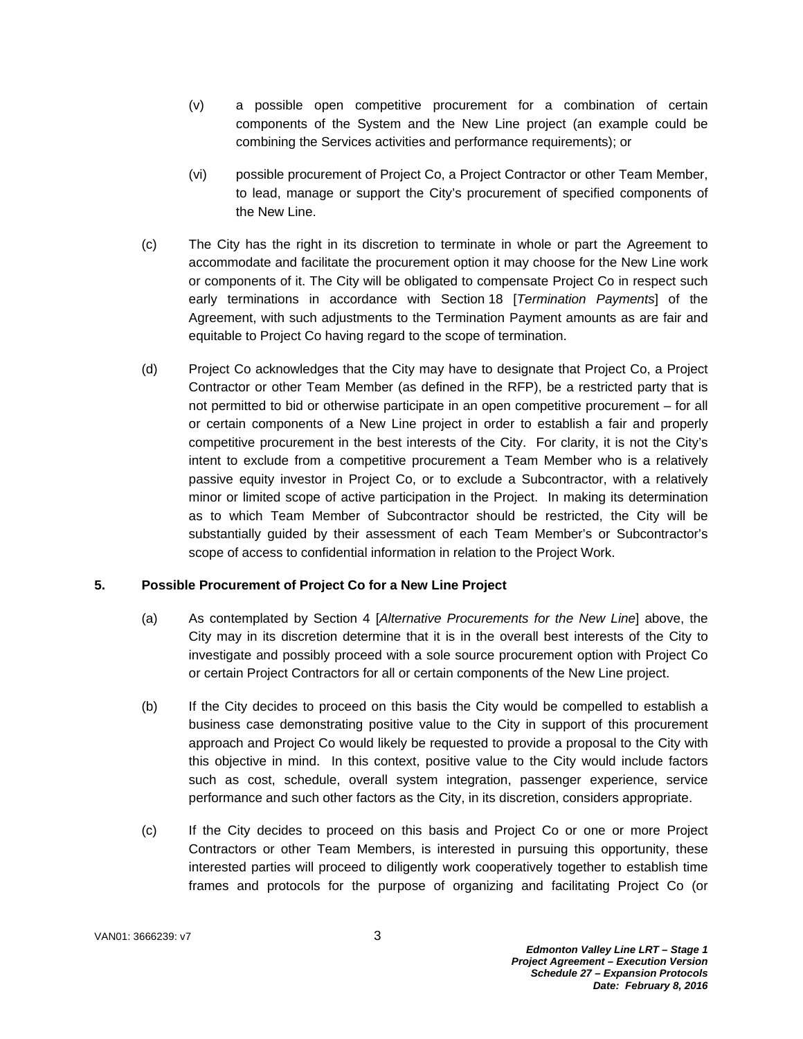(v) a possible open competitive procurement for a combination of certain components of the System and the New Line project (an example could be combining the Services activities and performance requirements); or

(vi) possible procurement of Project Co, a Project Contractor or other Team Member, to lead, manage or support the City's procurement of specified components of the New Line.

(c) The City has the right in its discretion to terminate in whole or part the Agreement to accommodate and facilitate the procurement option it may choose for the New Line work or components of it. The City will be obligated to compensate Project Co in respect such early terminations in accordance with Section 18 [*Termination Payments*] of the Agreement, with such adjustments to the Termination Payment amounts as are fair and equitable to Project Co having regard to the scope of termination.

(d) Project Co acknowledges that the City may have to designate that Project Co, a Project Contractor or other Team Member (as defined in the RFP), be a restricted party that is not permitted to bid or otherwise participate in an open competitive procurement – for all or certain components of a New Line project in order to establish a fair and properly competitive procurement in the best interests of the City. For clarity, it is not the City's intent to exclude from a competitive procurement a Team Member who is a relatively passive equity investor in Project Co, or to exclude a Subcontractor, with a relatively minor or limited scope of active participation in the Project. In making its determination as to which Team Member of Subcontractor should be restricted, the City will be substantially guided by their assessment of each Team Member's or Subcontractor's scope of access to confidential information in relation to the Project Work.

**5. Possible Procurement of Project Co for a New Line Project**

(a) As contemplated by Section 4 [*Alternative Procurements for the New Line*] above, the City may in its discretion determine that it is in the overall best interests of the City to investigate and possibly proceed with a sole source procurement option with Project Co or certain Project Contractors for all or certain components of the New Line project.

(b) If the City decides to proceed on this basis the City would be compelled to establish a business case demonstrating positive value to the City in support of this procurement approach and Project Co would likely be requested to provide a proposal to the City with this objective in mind. In this context, positive value to the City would include factors such as cost, schedule, overall system integration, passenger experience, service performance and such other factors as the City, in its discretion, considers appropriate.

(c) If the City decides to proceed on this basis and Project Co or one or more Project Contractors or other Team Members, is interested in pursuing this opportunity, these interested parties will proceed to diligently work cooperatively together to establish time frames and protocols for the purpose of organizing and facilitating Project Co (or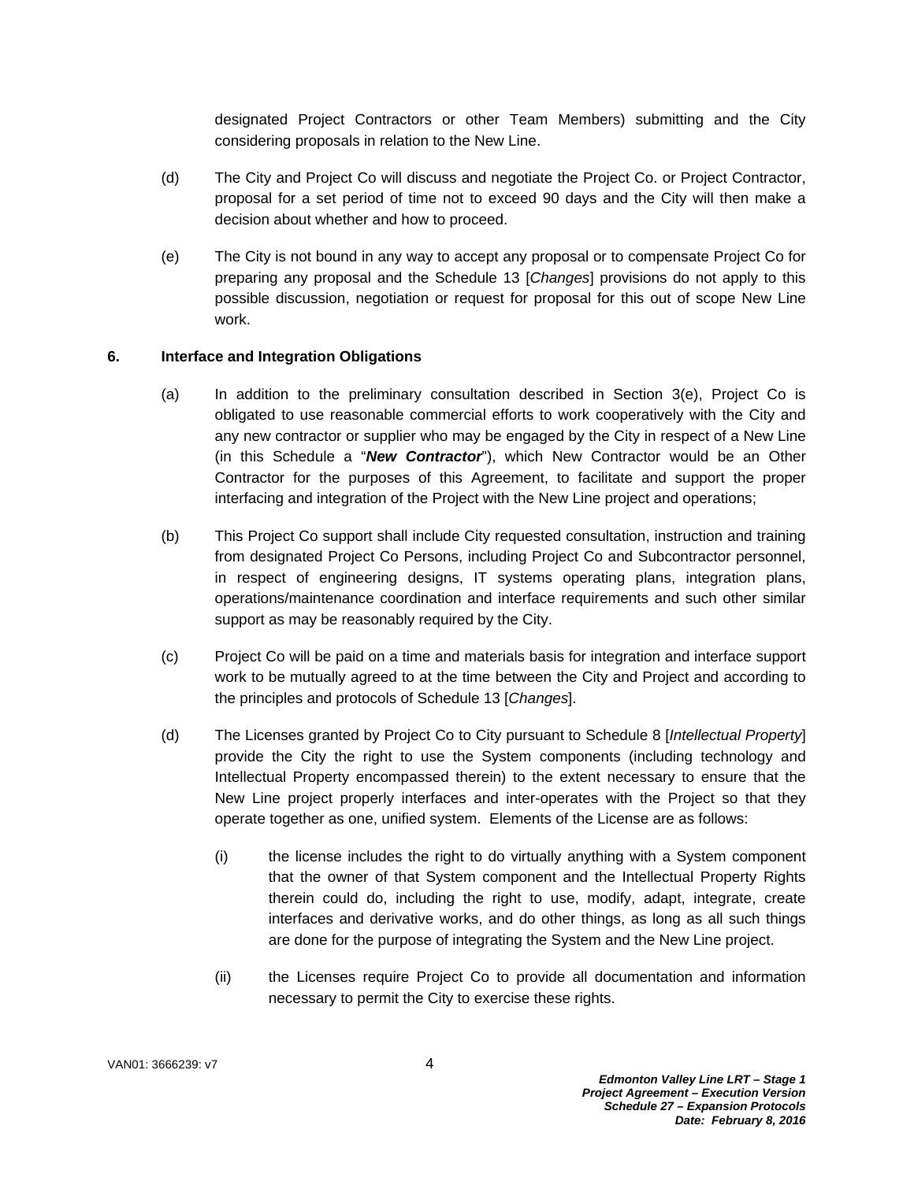designated Project Contractors or other Team Members) submitting and the City considering proposals in relation to the New Line.

(d) The City and Project Co will discuss and negotiate the Project Co. or Project Contractor, proposal for a set period of time not to exceed 90 days and the City will then make a decision about whether and how to proceed.

(e) The City is not bound in any way to accept any proposal or to compensate Project Co for preparing any proposal and the Schedule 13 [*Changes*] provisions do not apply to this possible discussion, negotiation or request for proposal for this out of scope New Line work.

**6. Interface and Integration Obligations**

(a) In addition to the preliminary consultation described in Section 3(e), Project Co is obligated to use reasonable commercial efforts to work cooperatively with the City and any new contractor or supplier who may be engaged by the City in respect of a New Line (in this Schedule a "***New Contractor***"), which New Contractor would be an Other Contractor for the purposes of this Agreement, to facilitate and support the proper interfacing and integration of the Project with the New Line project and operations;

(b) This Project Co support shall include City requested consultation, instruction and training from designated Project Co Persons, including Project Co and Subcontractor personnel, in respect of engineering designs, IT systems operating plans, integration plans, operations/maintenance coordination and interface requirements and such other similar support as may be reasonably required by the City.

(c) Project Co will be paid on a time and materials basis for integration and interface support work to be mutually agreed to at the time between the City and Project and according to the principles and protocols of Schedule 13 [*Changes*].

(d) The Licenses granted by Project Co to City pursuant to Schedule 8 [*Intellectual Property*] provide the City the right to use the System components (including technology and Intellectual Property encompassed therein) to the extent necessary to ensure that the New Line project properly interfaces and inter-operates with the Project so that they operate together as one, unified system. Elements of the License are as follows:

(i) the license includes the right to do virtually anything with a System component that the owner of that System component and the Intellectual Property Rights therein could do, including the right to use, modify, adapt, integrate, create interfaces and derivative works, and do other things, as long as all such things are done for the purpose of integrating the System and the New Line project.

(ii) the Licenses require Project Co to provide all documentation and information necessary to permit the City to exercise these rights.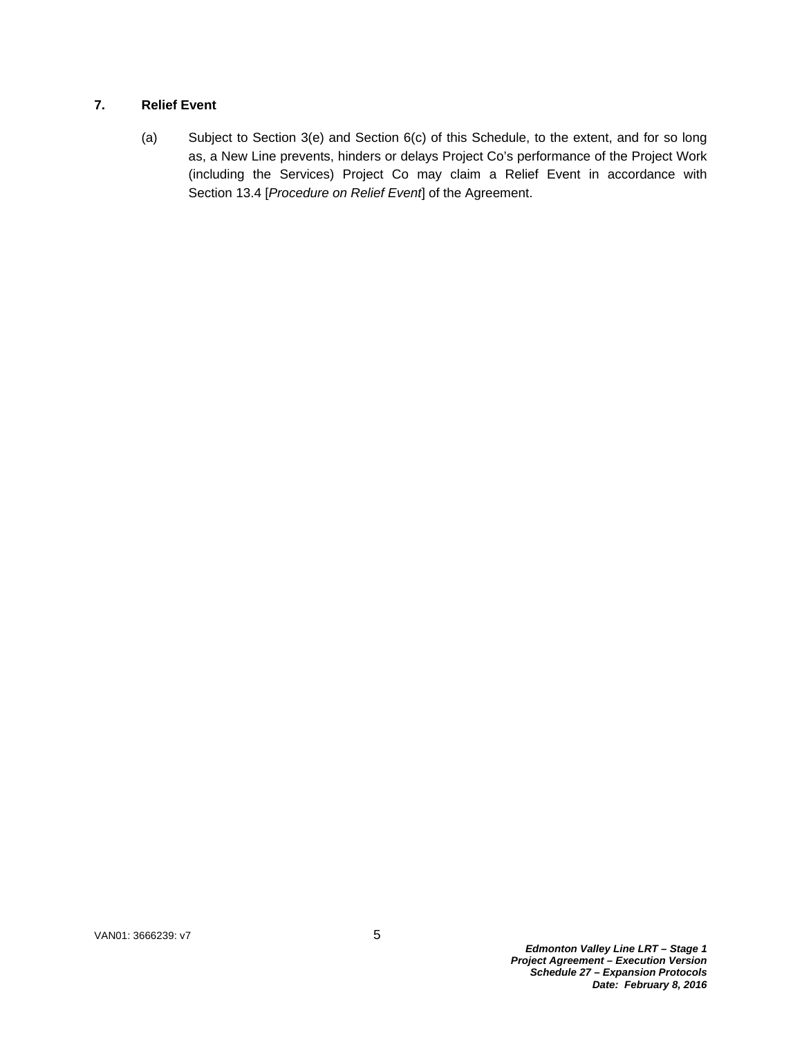## 7. Relief Event

(a) Subject to Section 3(e) and Section 6(c) of this Schedule, to the extent, and for so long as, a New Line prevents, hinders or delays Project Co's performance of the Project Work (including the Services) Project Co may claim a Relief Event in accordance with Section 13.4 [*Procedure on Relief Event*] of the Agreement.